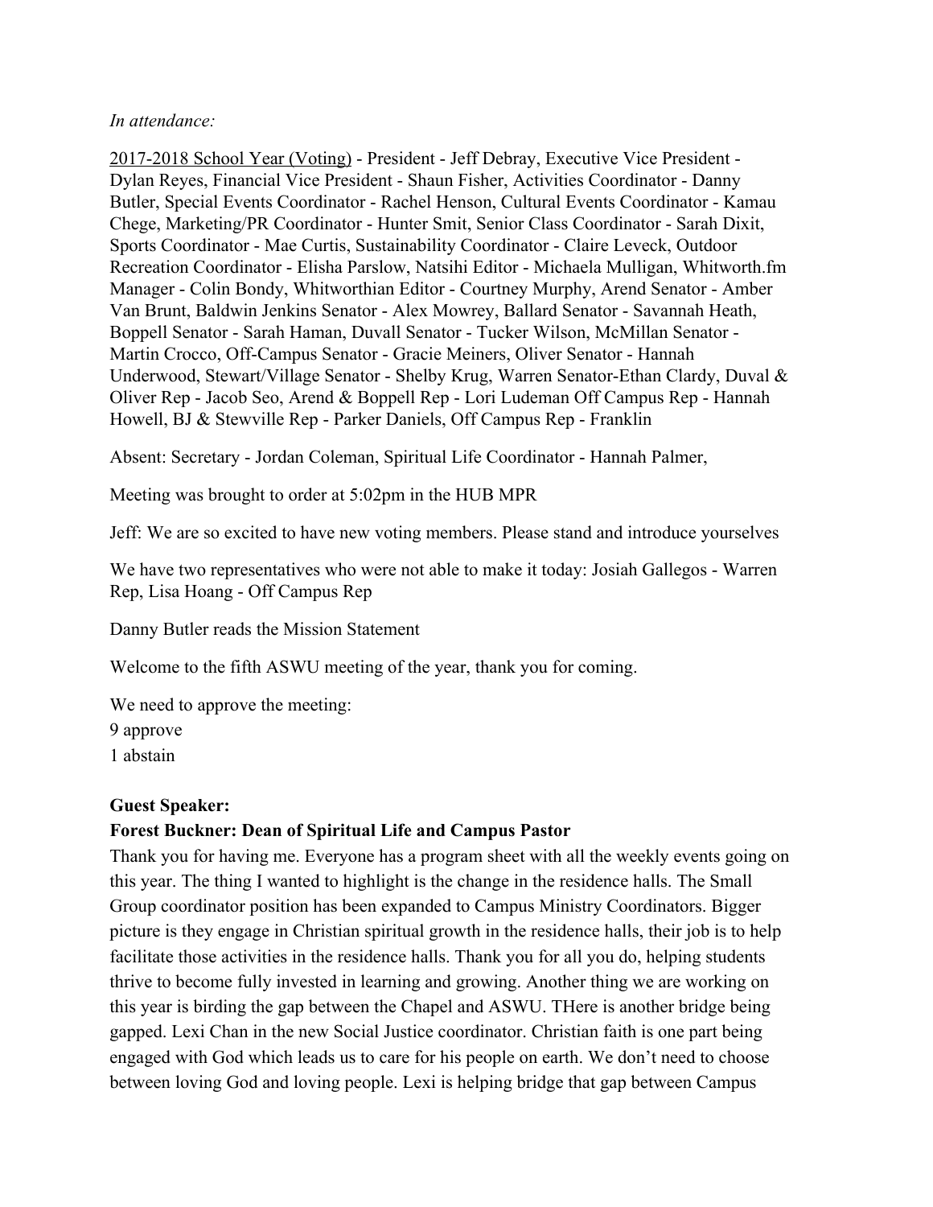*In attendance:*

2017-2018 School Year (Voting) - President - Jeff Debray, Executive Vice President - Dylan Reyes, Financial Vice President - Shaun Fisher, Activities Coordinator - Danny Butler, Special Events Coordinator - Rachel Henson, Cultural Events Coordinator - Kamau Chege, Marketing/PR Coordinator - Hunter Smit, Senior Class Coordinator - Sarah Dixit, Sports Coordinator - Mae Curtis, Sustainability Coordinator - Claire Leveck, Outdoor Recreation Coordinator - Elisha Parslow, Natsihi Editor - Michaela Mulligan, Whitworth.fm Manager - Colin Bondy, Whitworthian Editor - Courtney Murphy, Arend Senator - Amber Van Brunt, Baldwin Jenkins Senator - Alex Mowrey, Ballard Senator - Savannah Heath, Boppell Senator - Sarah Haman, Duvall Senator - Tucker Wilson, McMillan Senator - Martin Crocco, Off-Campus Senator - Gracie Meiners, Oliver Senator - Hannah Underwood, Stewart/Village Senator - Shelby Krug, Warren Senator-Ethan Clardy, Duval & Oliver Rep - Jacob Seo, Arend & Boppell Rep - Lori Ludeman Off Campus Rep - Hannah Howell, BJ & Stewville Rep - Parker Daniels, Off Campus Rep - Franklin

Absent: Secretary - Jordan Coleman, Spiritual Life Coordinator - Hannah Palmer,

Meeting was brought to order at 5:02pm in the HUB MPR

Jeff: We are so excited to have new voting members. Please stand and introduce yourselves

We have two representatives who were not able to make it today: Josiah Gallegos - Warren Rep, Lisa Hoang - Off Campus Rep

Danny Butler reads the Mission Statement

Welcome to the fifth ASWU meeting of the year, thank you for coming.

We need to approve the meeting:
9 approve
1 abstain

**Guest Speaker:**

**Forest Buckner: Dean of Spiritual Life and Campus Pastor**

Thank you for having me. Everyone has a program sheet with all the weekly events going on this year. The thing I wanted to highlight is the change in the residence halls. The Small Group coordinator position has been expanded to Campus Ministry Coordinators. Bigger picture is they engage in Christian spiritual growth in the residence halls, their job is to help facilitate those activities in the residence halls. Thank you for all you do, helping students thrive to become fully invested in learning and growing. Another thing we are working on this year is birding the gap between the Chapel and ASWU. THere is another bridge being gapped. Lexi Chan in the new Social Justice coordinator. Christian faith is one part being engaged with God which leads us to care for his people on earth. We don't need to choose between loving God and loving people. Lexi is helping bridge that gap between Campus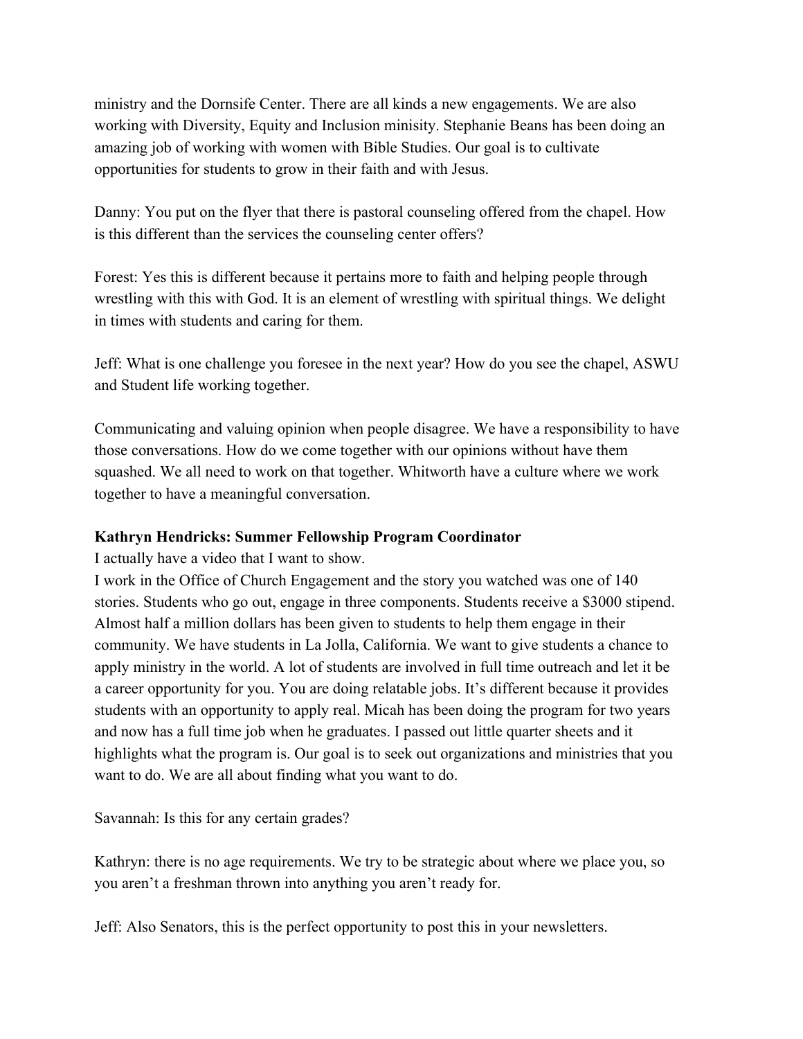ministry and the Dornsife Center. There are all kinds a new engagements. We are also working with Diversity, Equity and Inclusion minisity. Stephanie Beans has been doing an amazing job of working with women with Bible Studies. Our goal is to cultivate opportunities for students to grow in their faith and with Jesus.

Danny: You put on the flyer that there is pastoral counseling offered from the chapel. How is this different than the services the counseling center offers?

Forest: Yes this is different because it pertains more to faith and helping people through wrestling with this with God. It is an element of wrestling with spiritual things. We delight in times with students and caring for them.

Jeff: What is one challenge you foresee in the next year? How do you see the chapel, ASWU and Student life working together.

Communicating and valuing opinion when people disagree. We have a responsibility to have those conversations. How do we come together with our opinions without have them squashed. We all need to work on that together. Whitworth have a culture where we work together to have a meaningful conversation.

**Kathryn Hendricks: Summer Fellowship Program Coordinator**

I actually have a video that I want to show.

I work in the Office of Church Engagement and the story you watched was one of 140 stories. Students who go out, engage in three components. Students receive a $3000 stipend. Almost half a million dollars has been given to students to help them engage in their community. We have students in La Jolla, California. We want to give students a chance to apply ministry in the world. A lot of students are involved in full time outreach and let it be a career opportunity for you. You are doing relatable jobs. It's different because it provides students with an opportunity to apply real. Micah has been doing the program for two years and now has a full time job when he graduates. I passed out little quarter sheets and it highlights what the program is. Our goal is to seek out organizations and ministries that you want to do. We are all about finding what you want to do.

Savannah: Is this for any certain grades?

Kathryn: there is no age requirements. We try to be strategic about where we place you, so you aren't a freshman thrown into anything you aren't ready for.

Jeff: Also Senators, this is the perfect opportunity to post this in your newsletters.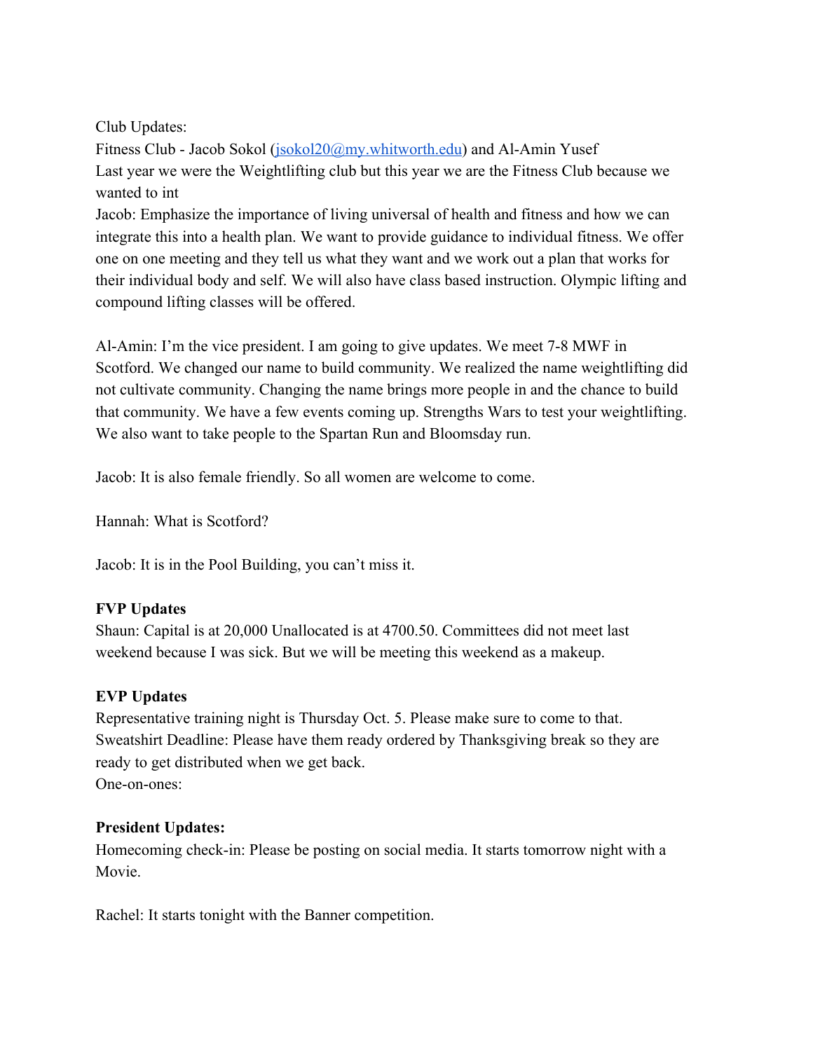Club Updates:
Fitness Club - Jacob Sokol (jsokol20@my.whitworth.edu) and Al-Amin Yusef
Last year we were the Weightlifting club but this year we are the Fitness Club because we wanted to int
Jacob: Emphasize the importance of living universal of health and fitness and how we can integrate this into a health plan. We want to provide guidance to individual fitness. We offer one on one meeting and they tell us what they want and we work out a plan that works for their individual body and self. We will also have class based instruction. Olympic lifting and compound lifting classes will be offered.

Al-Amin: I'm the vice president. I am going to give updates. We meet 7-8 MWF in Scotford. We changed our name to build community. We realized the name weightlifting did not cultivate community. Changing the name brings more people in and the chance to build that community. We have a few events coming up. Strengths Wars to test your weightlifting. We also want to take people to the Spartan Run and Bloomsday run.

Jacob: It is also female friendly. So all women are welcome to come.

Hannah: What is Scotford?

Jacob: It is in the Pool Building, you can't miss it.

**FVP Updates**
Shaun: Capital is at 20,000 Unallocated is at 4700.50. Committees did not meet last weekend because I was sick. But we will be meeting this weekend as a makeup.

**EVP Updates**
Representative training night is Thursday Oct. 5. Please make sure to come to that.
Sweatshirt Deadline: Please have them ready ordered by Thanksgiving break so they are ready to get distributed when we get back.
One-on-ones:

**President Updates:**
Homecoming check-in: Please be posting on social media. It starts tomorrow night with a Movie.

Rachel: It starts tonight with the Banner competition.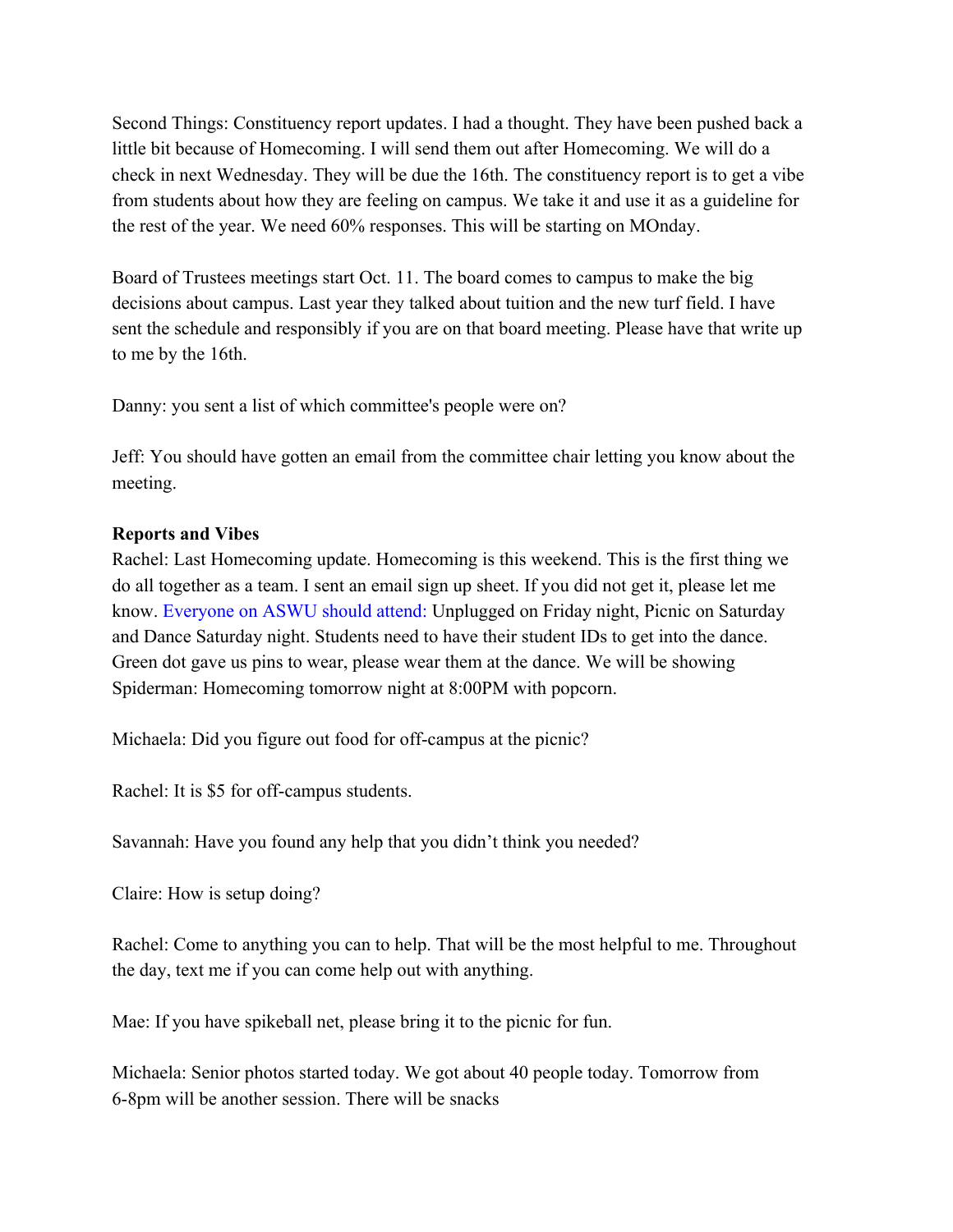Second Things: Constituency report updates. I had a thought. They have been pushed back a little bit because of Homecoming. I will send them out after Homecoming. We will do a check in next Wednesday. They will be due the 16th. The constituency report is to get a vibe from students about how they are feeling on campus. We take it and use it as a guideline for the rest of the year. We need 60% responses. This will be starting on MOnday.

Board of Trustees meetings start Oct. 11. The board comes to campus to make the big decisions about campus. Last year they talked about tuition and the new turf field. I have sent the schedule and responsibly if you are on that board meeting. Please have that write up to me by the 16th.

Danny: you sent a list of which committee's people were on?

Jeff: You should have gotten an email from the committee chair letting you know about the meeting.

**Reports and Vibes**

Rachel: Last Homecoming update. Homecoming is this weekend. This is the first thing we do all together as a team. I sent an email sign up sheet. If you did not get it, please let me know. Everyone on ASWU should attend: Unplugged on Friday night, Picnic on Saturday and Dance Saturday night. Students need to have their student IDs to get into the dance. Green dot gave us pins to wear, please wear them at the dance. We will be showing Spiderman: Homecoming tomorrow night at 8:00PM with popcorn.

Michaela: Did you figure out food for off-campus at the picnic?

Rachel: It is $5 for off-campus students.

Savannah: Have you found any help that you didn't think you needed?

Claire: How is setup doing?

Rachel: Come to anything you can to help. That will be the most helpful to me. Throughout the day, text me if you can come help out with anything.

Mae: If you have spikeball net, please bring it to the picnic for fun.

Michaela: Senior photos started today. We got about 40 people today. Tomorrow from 6-8pm will be another session. There will be snacks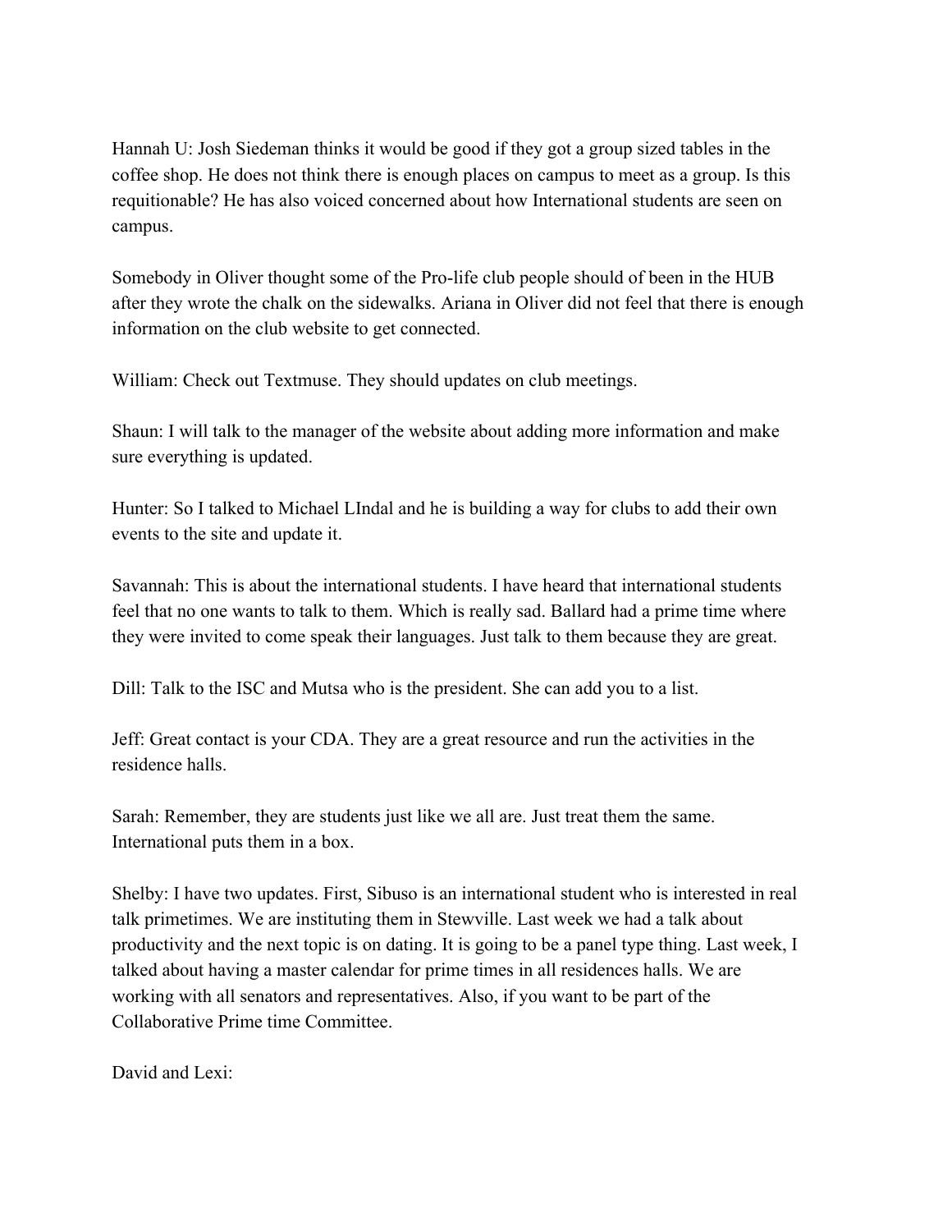Hannah U: Josh Siedeman thinks it would be good if they got a group sized tables in the coffee shop. He does not think there is enough places on campus to meet as a group. Is this requitionable? He has also voiced concerned about how International students are seen on campus.

Somebody in Oliver thought some of the Pro-life club people should of been in the HUB after they wrote the chalk on the sidewalks. Ariana in Oliver did not feel that there is enough information on the club website to get connected.

William: Check out Textmuse. They should updates on club meetings.

Shaun: I will talk to the manager of the website about adding more information and make sure everything is updated.

Hunter: So I talked to Michael LIndal and he is building a way for clubs to add their own events to the site and update it.

Savannah: This is about the international students. I have heard that international students feel that no one wants to talk to them. Which is really sad. Ballard had a prime time where they were invited to come speak their languages. Just talk to them because they are great.

Dill: Talk to the ISC and Mutsa who is the president. She can add you to a list.

Jeff: Great contact is your CDA. They are a great resource and run the activities in the residence halls.

Sarah: Remember, they are students just like we all are. Just treat them the same. International puts them in a box.

Shelby: I have two updates. First, Sibuso is an international student who is interested in real talk primetimes. We are instituting them in Stewville. Last week we had a talk about productivity and the next topic is on dating. It is going to be a panel type thing. Last week, I talked about having a master calendar for prime times in all residences halls. We are working with all senators and representatives. Also, if you want to be part of the Collaborative Prime time Committee.

David and Lexi: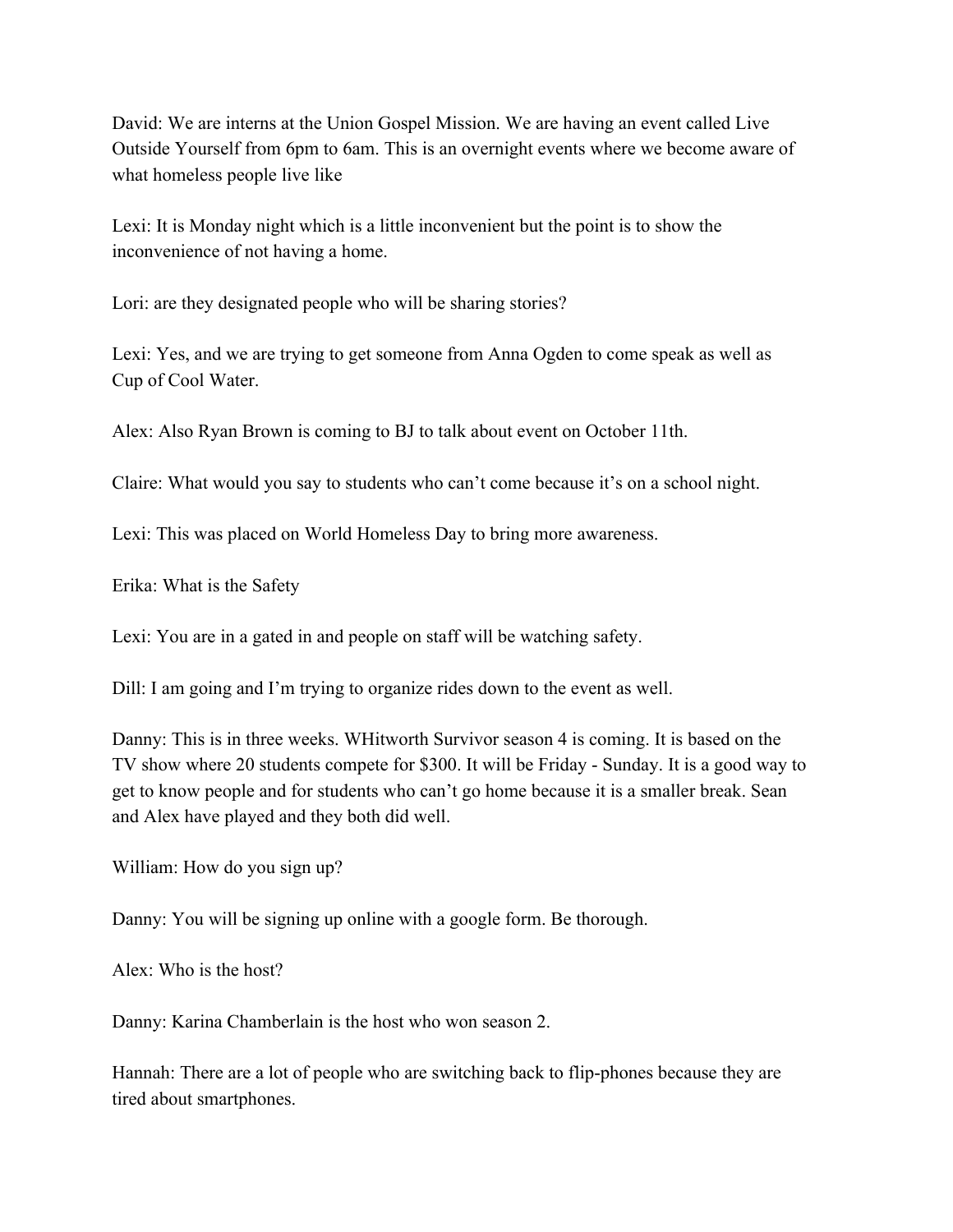David: We are interns at the Union Gospel Mission. We are having an event called Live Outside Yourself from 6pm to 6am. This is an overnight events where we become aware of what homeless people live like

Lexi: It is Monday night which is a little inconvenient but the point is to show the inconvenience of not having a home.

Lori: are they designated people who will be sharing stories?

Lexi: Yes, and we are trying to get someone from Anna Ogden to come speak as well as Cup of Cool Water.

Alex: Also Ryan Brown is coming to BJ to talk about event on October 11th.

Claire: What would you say to students who can't come because it's on a school night.

Lexi: This was placed on World Homeless Day to bring more awareness.

Erika: What is the Safety

Lexi: You are in a gated in and people on staff will be watching safety.

Dill: I am going and I'm trying to organize rides down to the event as well.

Danny: This is in three weeks. WHitworth Survivor season 4 is coming. It is based on the TV show where 20 students compete for $300. It will be Friday - Sunday. It is a good way to get to know people and for students who can't go home because it is a smaller break. Sean and Alex have played and they both did well.

William: How do you sign up?

Danny: You will be signing up online with a google form. Be thorough.

Alex: Who is the host?

Danny: Karina Chamberlain is the host who won season 2.

Hannah: There are a lot of people who are switching back to flip-phones because they are tired about smartphones.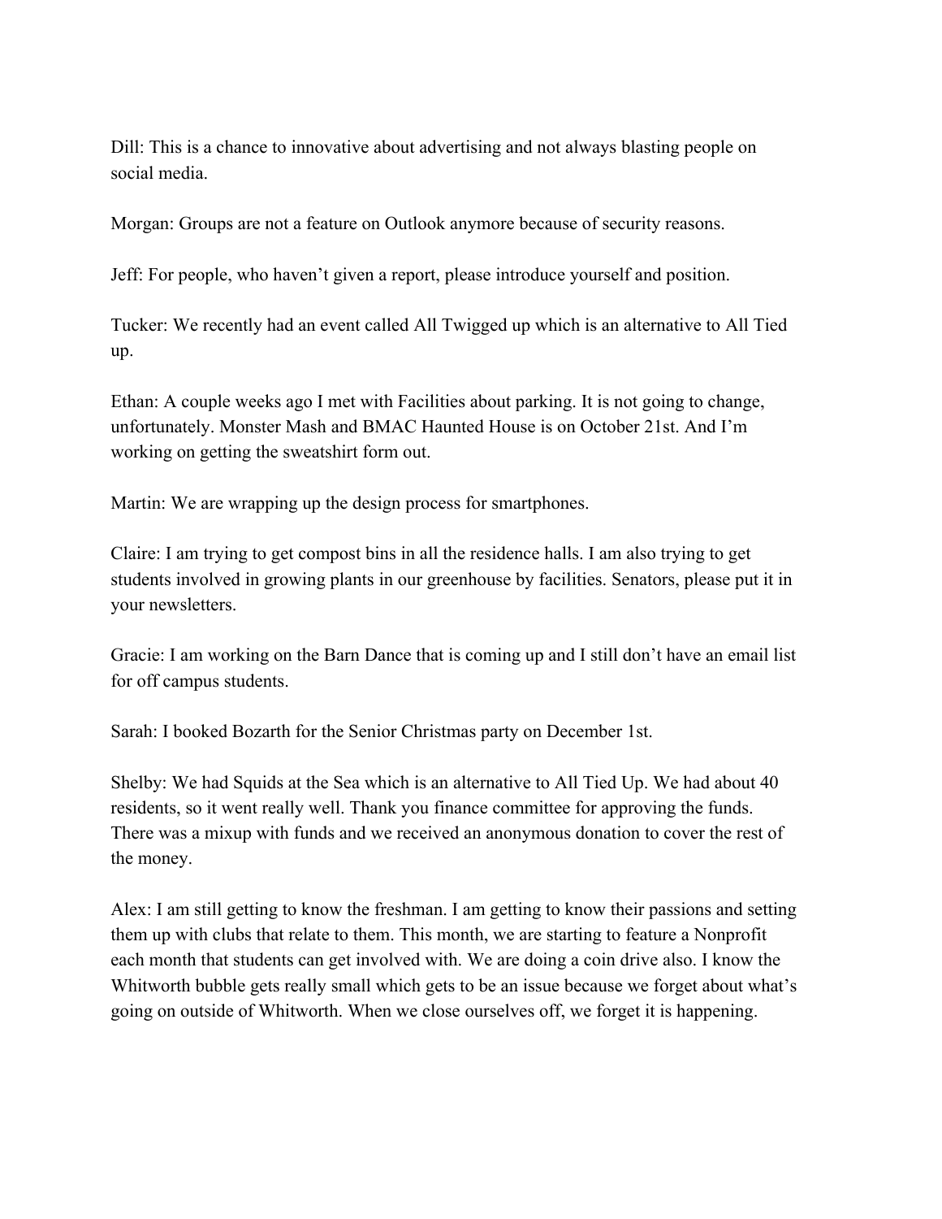Dill: This is a chance to innovative about advertising and not always blasting people on social media.

Morgan: Groups are not a feature on Outlook anymore because of security reasons.

Jeff: For people, who haven't given a report, please introduce yourself and position.

Tucker: We recently had an event called All Twigged up which is an alternative to All Tied up.

Ethan: A couple weeks ago I met with Facilities about parking. It is not going to change, unfortunately. Monster Mash and BMAC Haunted House is on October 21st. And I'm working on getting the sweatshirt form out.

Martin: We are wrapping up the design process for smartphones.

Claire: I am trying to get compost bins in all the residence halls. I am also trying to get students involved in growing plants in our greenhouse by facilities. Senators, please put it in your newsletters.

Gracie: I am working on the Barn Dance that is coming up and I still don't have an email list for off campus students.

Sarah: I booked Bozarth for the Senior Christmas party on December 1st.

Shelby: We had Squids at the Sea which is an alternative to All Tied Up. We had about 40 residents, so it went really well. Thank you finance committee for approving the funds. There was a mixup with funds and we received an anonymous donation to cover the rest of the money.

Alex: I am still getting to know the freshman. I am getting to know their passions and setting them up with clubs that relate to them. This month, we are starting to feature a Nonprofit each month that students can get involved with. We are doing a coin drive also. I know the Whitworth bubble gets really small which gets to be an issue because we forget about what's going on outside of Whitworth. When we close ourselves off, we forget it is happening.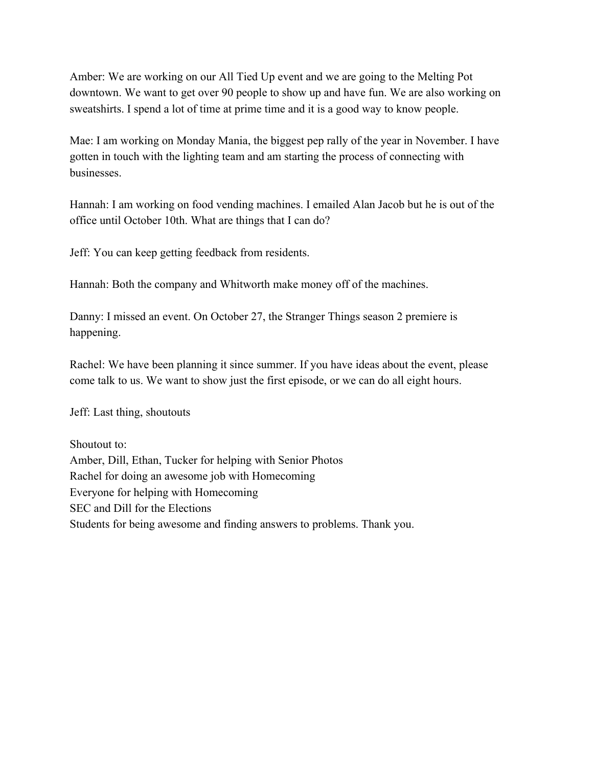Amber: We are working on our All Tied Up event and we are going to the Melting Pot downtown. We want to get over 90 people to show up and have fun. We are also working on sweatshirts. I spend a lot of time at prime time and it is a good way to know people.

Mae: I am working on Monday Mania, the biggest pep rally of the year in November. I have gotten in touch with the lighting team and am starting the process of connecting with businesses.

Hannah: I am working on food vending machines. I emailed Alan Jacob but he is out of the office until October 10th. What are things that I can do?

Jeff: You can keep getting feedback from residents.

Hannah: Both the company and Whitworth make money off of the machines.

Danny: I missed an event. On October 27, the Stranger Things season 2 premiere is happening.

Rachel: We have been planning it since summer. If you have ideas about the event, please come talk to us. We want to show just the first episode, or we can do all eight hours.

Jeff: Last thing, shoutouts

Shoutout to:
Amber, Dill, Ethan, Tucker for helping with Senior Photos
Rachel for doing an awesome job with Homecoming
Everyone for helping with Homecoming
SEC and Dill for the Elections
Students for being awesome and finding answers to problems. Thank you.